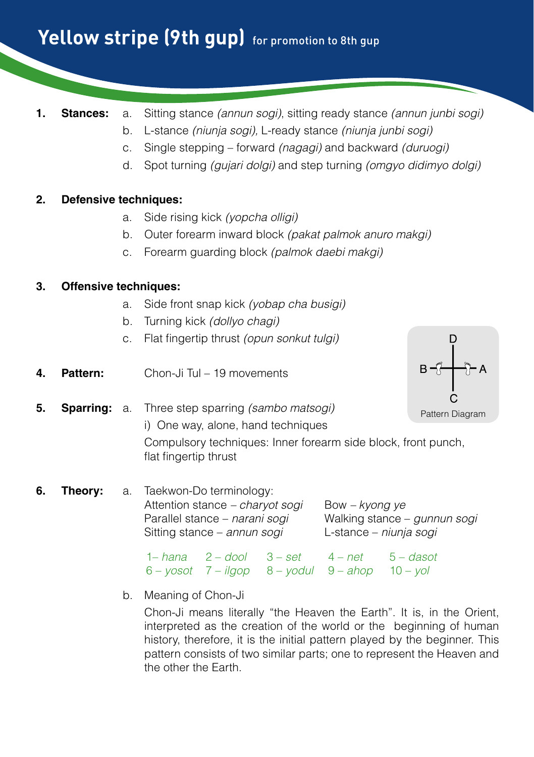# Yellow stripe (9th gup) for promotion to 8th gup

1. **Stances:**
   a. Sitting stance *(annun sogi)*, sitting ready stance *(annun junbi sogi)*
   b. L-stance *(niunja sogi),* L-ready stance *(niunja junbi sogi)*
   c. Single stepping – forward *(nagagi)* and backward *(duruogi)*
   d. Spot turning *(gujari dolgi)* and step turning *(omgyo didimyo dolgi)*

2. **Defensive techniques:**
   a. Side rising kick *(yopcha olligi)*
   b. Outer forearm inward block *(pakat palmok anuro makgi)*
   c. Forearm guarding block *(palmok daebi makgi)*

3. **Offensive techniques:**
   a. Side front snap kick *(yobap cha busigi)*
   b. Turning kick *(dollyo chagi)*
   c. Flat fingertip thrust *(opun sonkut tulgi)*

4. **Pattern:** Chon-Ji Tul – 19 movements

   Pattern Diagram (D top, C bottom, B left, A right)

5. **Sparring:**
   a. Three step sparring *(sambo matsogi)*
      i) One way, alone, hand techniques

      Compulsory techniques: Inner forearm side block, front punch, flat fingertip thrust

6. **Theory:**
   a. Taekwon-Do terminology:

| | |
|---|---|
| Attention stance – *charyot sogi* | Bow – *kyong ye* |
| Parallel stance – *narani sogi* | Walking stance – *gunnun sogi* |
| Sitting stance – *annun sogi* | L-stance – *niunja sogi* |

| | | | | |
|---|---|---|---|---|
| 1– *hana* | 2 – *dool* | 3 – *set* | 4 – *net* | 5 – *dasot* |
| 6 – *yosot* | 7 – *ilgop* | 8 – *yodul* | 9 – *ahop* | 10 – *yol* |

   b. Meaning of Chon-Ji

   Chon-Ji means literally “the Heaven the Earth”. It is, in the Orient, interpreted as the creation of the world or the beginning of human history, therefore, it is the initial pattern played by the beginner. This pattern consists of two similar parts; one to represent the Heaven and the other the Earth.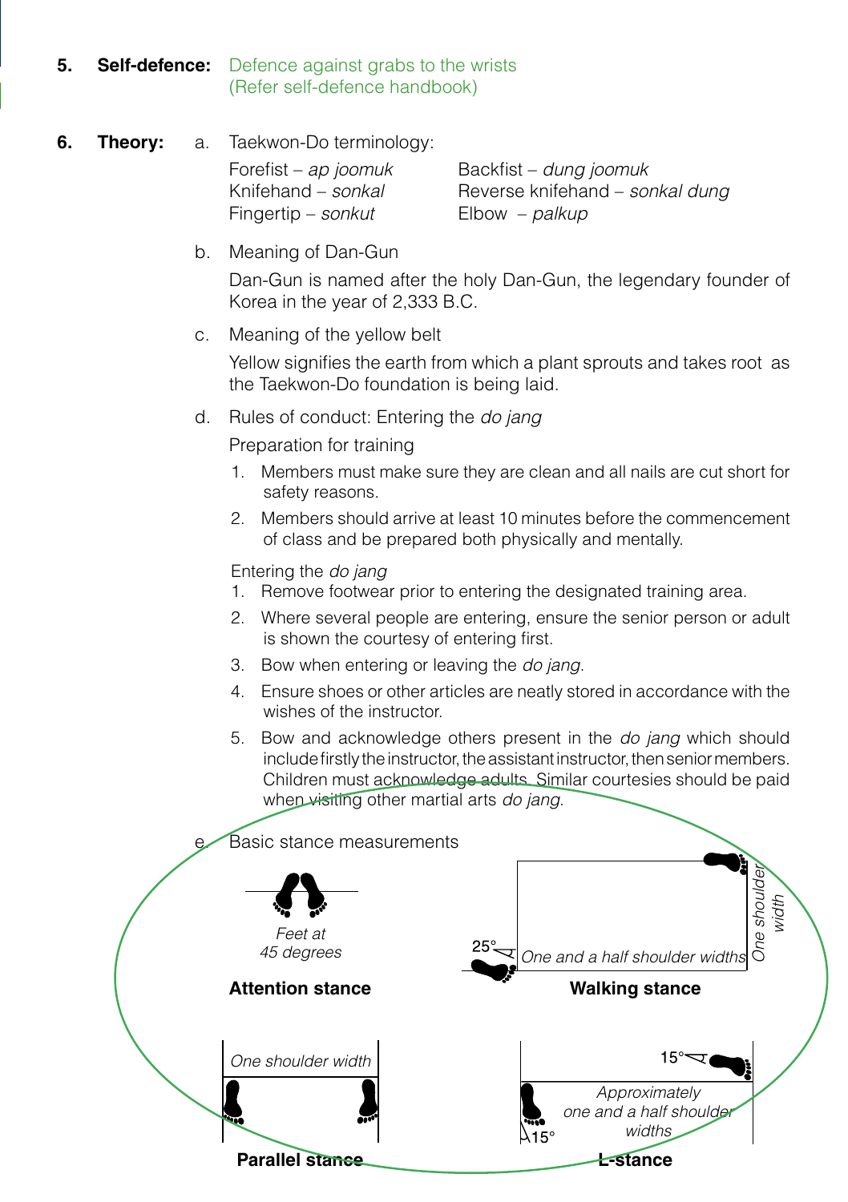**5. Self-defence:** Defence against grabs to the wrists (Refer self-defence handbook)

**6. Theory:**

a. Taekwon-Do terminology:

| | |
|---|---|
| Forefist – *ap joomuk* | Backfist – *dung joomuk* |
| Knifehand – *sonkal* | Reverse knifehand – *sonkal dung* |
| Fingertip – *sonkut* | Elbow – *palkup* |

b. Meaning of Dan-Gun

Dan-Gun is named after the holy Dan-Gun, the legendary founder of Korea in the year of 2,333 B.C.

c. Meaning of the yellow belt

Yellow signifies the earth from which a plant sprouts and takes root as the Taekwon-Do foundation is being laid.

d. Rules of conduct: Entering the *do jang*

Preparation for training

1. Members must make sure they are clean and all nails are cut short for safety reasons.
2. Members should arrive at least 10 minutes before the commencement of class and be prepared both physically and mentally.

Entering the *do jang*

1. Remove footwear prior to entering the designated training area.
2. Where several people are entering, ensure the senior person or adult is shown the courtesy of entering first.
3. Bow when entering or leaving the *do jang*.
4. Ensure shoes or other articles are neatly stored in accordance with the wishes of the instructor.
5. Bow and acknowledge others present in the *do jang* which should include firstly the instructor, the assistant instructor, then senior members. Children must acknowledge adults. Similar courtesies should be paid when visiting other martial arts *do jang*.

e. Basic stance measurements

*Feet at 45 degrees*

**Attention stance**

25° *One and a half shoulder widths* *One shoulder width*

**Walking stance**

*One shoulder width*

**Parallel stance**

15° *Approximately one and a half shoulder widths* 15°

**L-stance**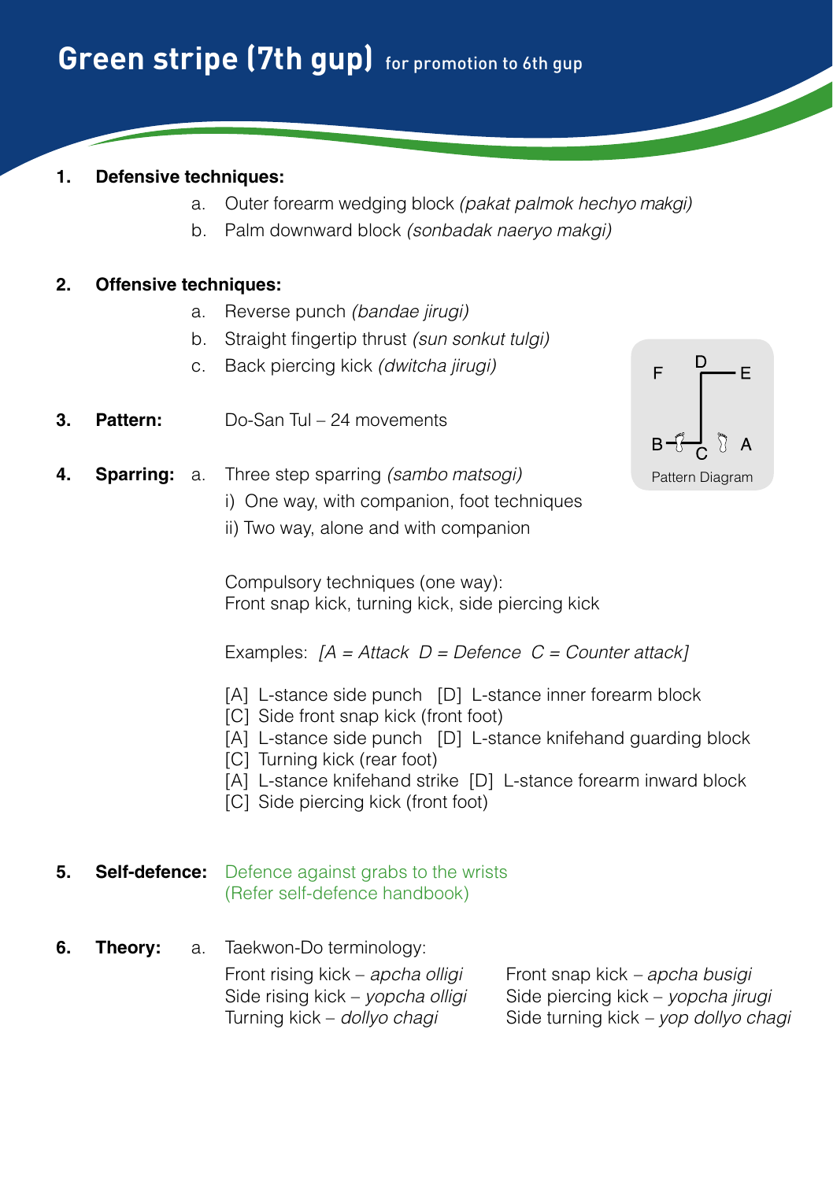# Green stripe (7th gup) for promotion to 6th gup

1. **Defensive techniques:**
   - a. Outer forearm wedging block *(pakat palmok hechyo makgi)*
   - b. Palm downward block *(sonbadak naeryo makgi)*

2. **Offensive techniques:**
   - a. Reverse punch *(bandae jirugi)*
   - b. Straight fingertip thrust *(sun sonkut tulgi)*
   - c. Back piercing kick *(dwitcha jirugi)*

3. **Pattern:** Do-San Tul – 24 movements

Pattern Diagram

4. **Sparring:** a. Three step sparring *(sambo matsogi)*
   - i) One way, with companion, foot techniques
   - ii) Two way, alone and with companion

   Compulsory techniques (one way):
   Front snap kick, turning kick, side piercing kick

   Examples: *[A = Attack D = Defence C = Counter attack]*

   [A] L-stance side punch [D] L-stance inner forearm block
   [C] Side front snap kick (front foot)
   [A] L-stance side punch [D] L-stance knifehand guarding block
   [C] Turning kick (rear foot)
   [A] L-stance knifehand strike [D] L-stance forearm inward block
   [C] Side piercing kick (front foot)

5. **Self-defence:** Defence against grabs to the wrists
   (Refer self-defence handbook)

6. **Theory:** a. Taekwon-Do terminology:

   Front rising kick – *apcha olligi*
   Side rising kick – *yopcha olligi*
   Turning kick – *dollyo chagi*
   Front snap kick – *apcha busigi*
   Side piercing kick – *yopcha jirugi*
   Side turning kick – *yop dollyo chagi*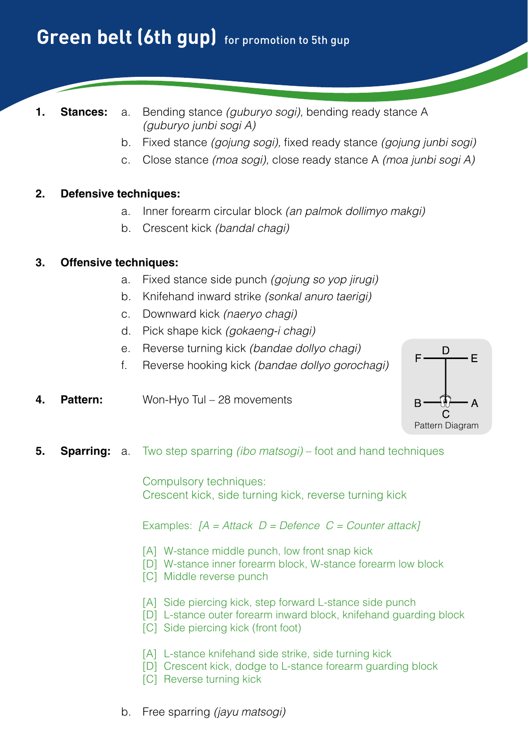# Green belt (6th gup) for promotion to 5th gup

1. **Stances:**
   a. Bending stance *(guburyo sogi)*, bending ready stance A *(guburyo junbi sogi A)*
   b. Fixed stance *(gojung sogi),* fixed ready stance *(gojung junbi sogi)*
   c. Close stance *(moa sogi),* close ready stance A *(moa junbi sogi A)*

2. **Defensive techniques:**
   a. Inner forearm circular block *(an palmok dollimyo makgi)*
   b. Crescent kick *(bandal chagi)*

3. **Offensive techniques:**
   a. Fixed stance side punch *(gojung so yop jirugi)*
   b. Knifehand inward strike *(sonkal anuro taerigi)*
   c. Downward kick *(naeryo chagi)*
   d. Pick shape kick *(gokaeng-i chagi)*
   e. Reverse turning kick *(bandae dollyo chagi)*
   f. Reverse hooking kick *(bandae dollyo gorochagi)*

4. **Pattern:** Won-Hyo Tul – 28 movements

   F — D — E
   B — C — A
   Pattern Diagram

5. **Sparring:**
   a. Two step sparring *(ibo matsogi)* – foot and hand techniques

      Compulsory techniques:
      Crescent kick, side turning kick, reverse turning kick

      Examples: *[A = Attack D = Defence C = Counter attack]*

      [A] W-stance middle punch, low front snap kick
      [D] W-stance inner forearm block, W-stance forearm low block
      [C] Middle reverse punch

      [A] Side piercing kick, step forward L-stance side punch
      [D] L-stance outer forearm inward block, knifehand guarding block
      [C] Side piercing kick (front foot)

      [A] L-stance knifehand side strike, side turning kick
      [D] Crescent kick, dodge to L-stance forearm guarding block
      [C] Reverse turning kick

   b. Free sparring *(jayu matsogi)*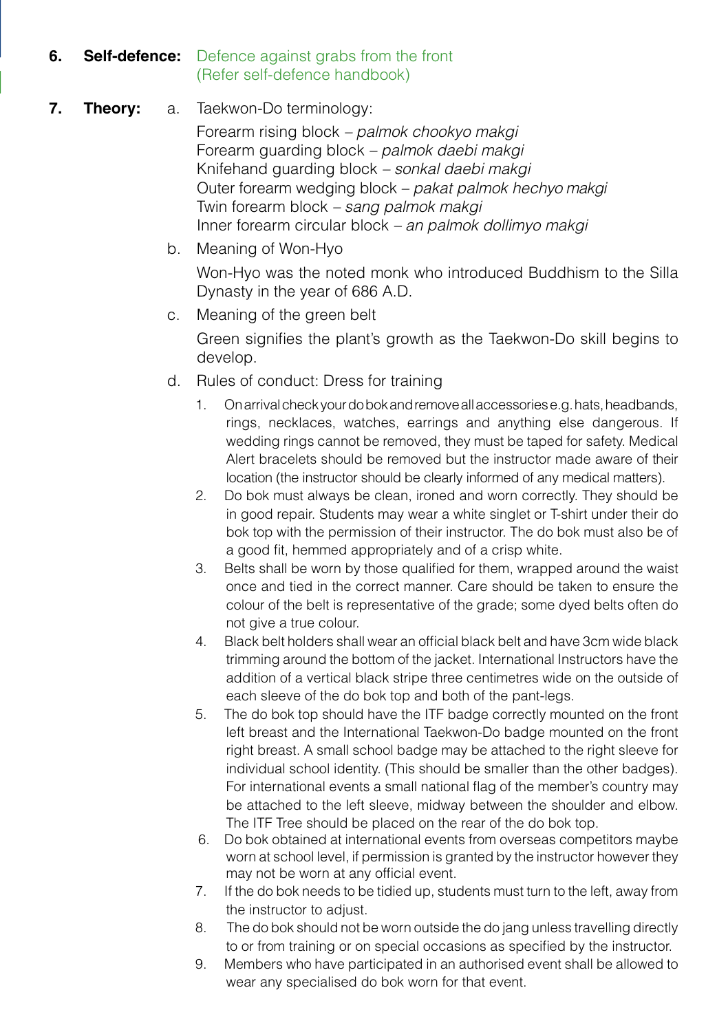**6. Self-defence:** Defence against grabs from the front (Refer self-defence handbook)

**7. Theory:**

a. Taekwon-Do terminology:

Forearm rising block – *palmok chookyo makgi*
Forearm guarding block – *palmok daebi makgi*
Knifehand guarding block – *sonkal daebi makgi*
Outer forearm wedging block – *pakat palmok hechyo makgi*
Twin forearm block – *sang palmok makgi*
Inner forearm circular block – *an palmok dollimyo makgi*

b. Meaning of Won-Hyo

Won-Hyo was the noted monk who introduced Buddhism to the Silla Dynasty in the year of 686 A.D.

c. Meaning of the green belt

Green signifies the plant's growth as the Taekwon-Do skill begins to develop.

d. Rules of conduct: Dress for training

1. On arrival check your do bok and remove all accessories e.g. hats, headbands, rings, necklaces, watches, earrings and anything else dangerous. If wedding rings cannot be removed, they must be taped for safety. Medical Alert bracelets should be removed but the instructor made aware of their location (the instructor should be clearly informed of any medical matters).
2. Do bok must always be clean, ironed and worn correctly. They should be in good repair. Students may wear a white singlet or T-shirt under their do bok top with the permission of their instructor. The do bok must also be of a good fit, hemmed appropriately and of a crisp white.
3. Belts shall be worn by those qualified for them, wrapped around the waist once and tied in the correct manner. Care should be taken to ensure the colour of the belt is representative of the grade; some dyed belts often do not give a true colour.
4. Black belt holders shall wear an official black belt and have 3cm wide black trimming around the bottom of the jacket. International Instructors have the addition of a vertical black stripe three centimetres wide on the outside of each sleeve of the do bok top and both of the pant-legs.
5. The do bok top should have the ITF badge correctly mounted on the front left breast and the International Taekwon-Do badge mounted on the front right breast. A small school badge may be attached to the right sleeve for individual school identity. (This should be smaller than the other badges). For international events a small national flag of the member's country may be attached to the left sleeve, midway between the shoulder and elbow. The ITF Tree should be placed on the rear of the do bok top.
6. Do bok obtained at international events from overseas competitors maybe worn at school level, if permission is granted by the instructor however they may not be worn at any official event.
7. If the do bok needs to be tidied up, students must turn to the left, away from the instructor to adjust.
8. The do bok should not be worn outside the do jang unless travelling directly to or from training or on special occasions as specified by the instructor.
9. Members who have participated in an authorised event shall be allowed to wear any specialised do bok worn for that event.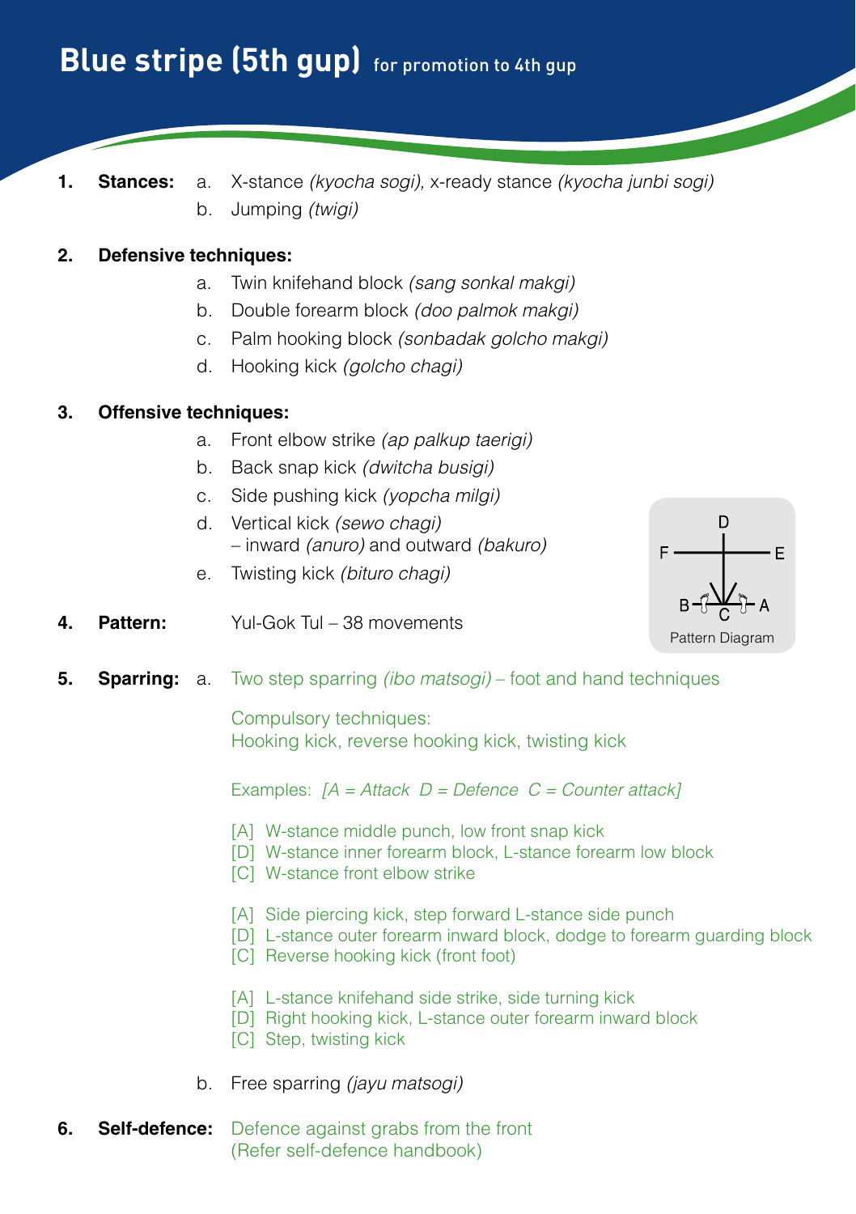# Blue stripe (5th gup) for promotion to 4th gup

1. **Stances:**
   a. X-stance *(kyocha sogi),* x-ready stance *(kyocha junbi sogi)*
   b. Jumping *(twigi)*

2. **Defensive techniques:**
   a. Twin knifehand block *(sang sonkal makgi)*
   b. Double forearm block *(doo palmok makgi)*
   c. Palm hooking block *(sonbadak golcho makgi)*
   d. Hooking kick *(golcho chagi)*

3. **Offensive techniques:**
   a. Front elbow strike *(ap palkup taerigi)*
   b. Back snap kick *(dwitcha busigi)*
   c. Side pushing kick *(yopcha milgi)*
   d. Vertical kick *(sewo chagi)*
      – inward *(anuro)* and outward *(bakuro)*
   e. Twisting kick *(bituro chagi)*

4. **Pattern:** Yul-Gok Tul – 38 movements

   Pattern Diagram (D, E, F, A, B, C)

5. **Sparring:**
   a. Two step sparring *(ibo matsogi)* – foot and hand techniques

      Compulsory techniques:
      Hooking kick, reverse hooking kick, twisting kick

      Examples: *[A = Attack D = Defence C = Counter attack]*

      [A] W-stance middle punch, low front snap kick
      [D] W-stance inner forearm block, L-stance forearm low block
      [C] W-stance front elbow strike

      [A] Side piercing kick, step forward L-stance side punch
      [D] L-stance outer forearm inward block, dodge to forearm guarding block
      [C] Reverse hooking kick (front foot)

      [A] L-stance knifehand side strike, side turning kick
      [D] Right hooking kick, L-stance outer forearm inward block
      [C] Step, twisting kick

   b. Free sparring *(jayu matsogi)*

6. **Self-defence:** Defence against grabs from the front
   (Refer self-defence handbook)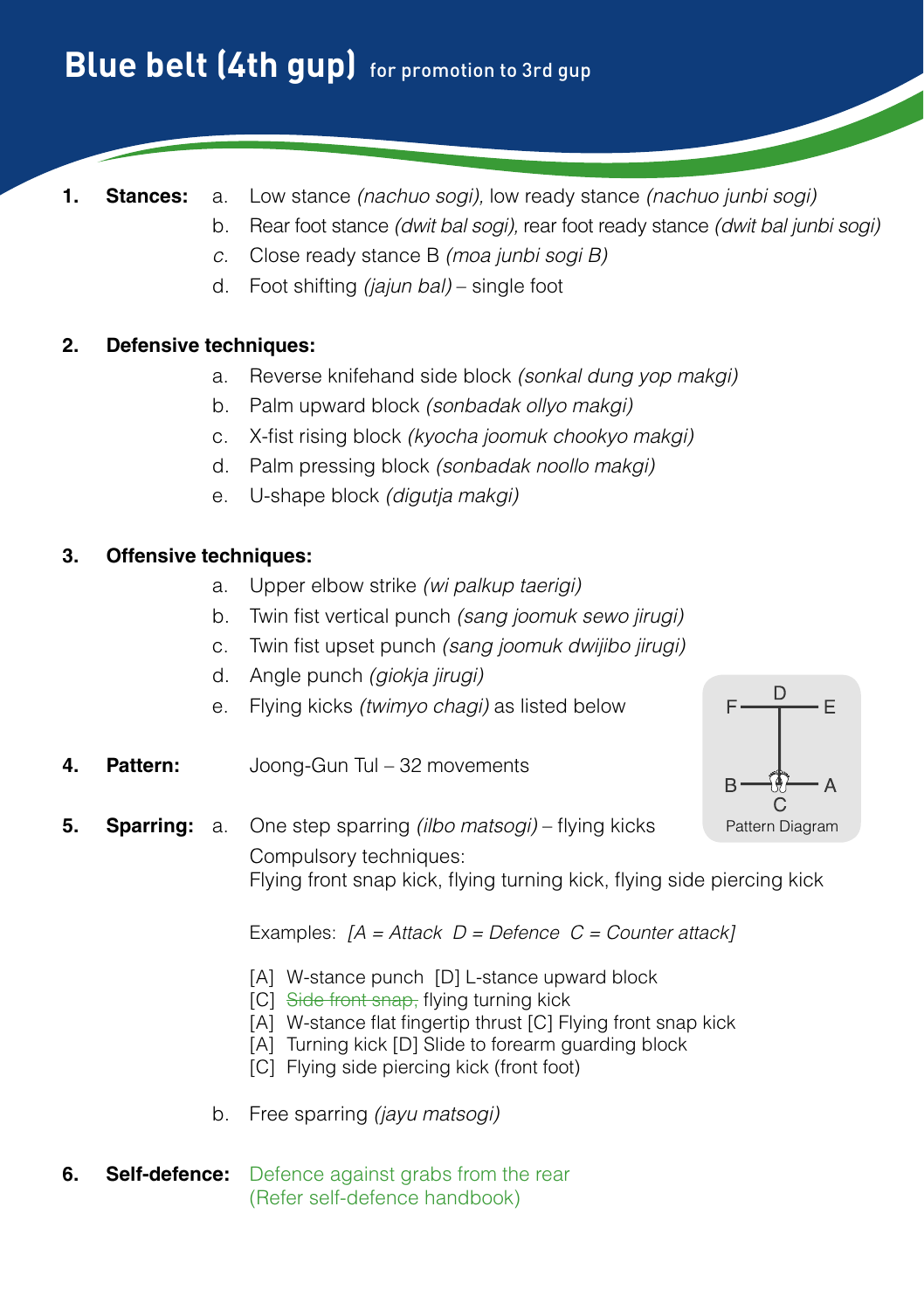# Blue belt (4th gup) for promotion to 3rd gup

1. **Stances:**
   a. Low stance *(nachuo sogi),* low ready stance *(nachuo junbi sogi)*
   b. Rear foot stance *(dwit bal sogi),* rear foot ready stance *(dwit bal junbi sogi)*
   *c.* Close ready stance B *(moa junbi sogi B)*
   d. Foot shifting *(jajun bal)* – single foot

2. **Defensive techniques:**
   a. Reverse knifehand side block *(sonkal dung yop makgi)*
   b. Palm upward block *(sonbadak ollyo makgi)*
   c. X-fist rising block *(kyocha joomuk chookyo makgi)*
   d. Palm pressing block *(sonbadak noollo makgi)*
   e. U-shape block *(digutja makgi)*

3. **Offensive techniques:**
   a. Upper elbow strike *(wi palkup taerigi)*
   b. Twin fist vertical punch *(sang joomuk sewo jirugi)*
   c. Twin fist upset punch *(sang joomuk dwijibo jirugi)*
   d. Angle punch *(giokja jirugi)*
   e. Flying kicks *(twimyo chagi)* as listed below

4. **Pattern:** Joong-Gun Tul – 32 movements

   Pattern Diagram: F — D — E (top), B — C — A (bottom)

5. **Sparring:**
   a. One step sparring *(ilbo matsogi)* – flying kicks
   Compulsory techniques:
   Flying front snap kick, flying turning kick, flying side piercing kick

   Examples: *[A = Attack D = Defence C = Counter attack]*

   [A] W-stance punch [D] L-stance upward block
   [C] ~~Side front snap,~~ flying turning kick
   [A] W-stance flat fingertip thrust [C] Flying front snap kick
   [A] Turning kick [D] Slide to forearm guarding block
   [C] Flying side piercing kick (front foot)

   b. Free sparring *(jayu matsogi)*

6. **Self-defence:** Defence against grabs from the rear
   (Refer self-defence handbook)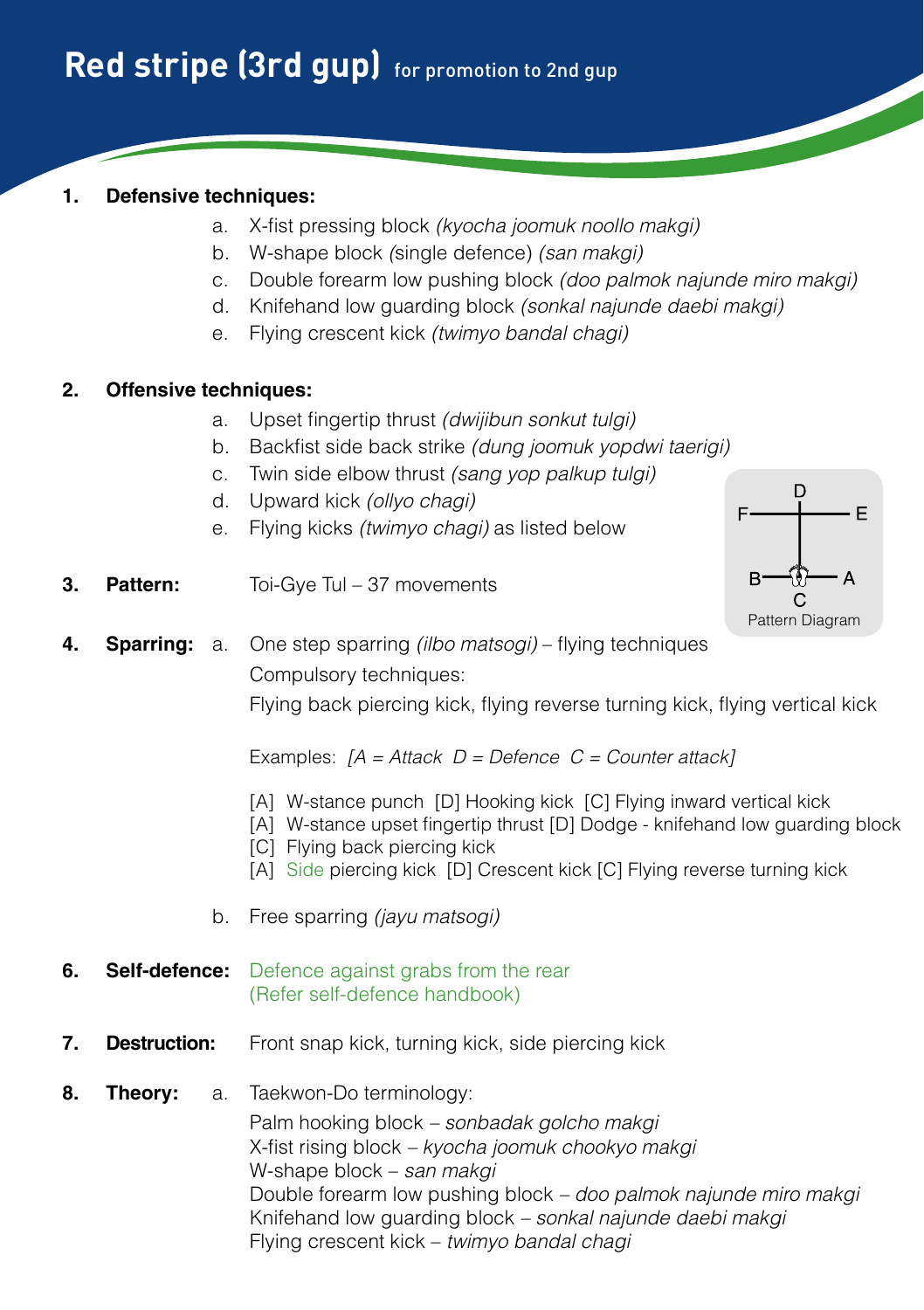# Red stripe (3rd gup) for promotion to 2nd gup

**1. Defensive techniques:**

a. X-fist pressing block *(kyocha joomuk noollo makgi)*
b. W-shape block (single defence) *(san makgi)*
c. Double forearm low pushing block *(doo palmok najunde miro makgi)*
d. Knifehand low guarding block *(sonkal najunde daebi makgi)*
e. Flying crescent kick *(twimyo bandal chagi)*

**2. Offensive techniques:**

a. Upset fingertip thrust *(dwijibun sonkut tulgi)*
b. Backfist side back strike *(dung joomuk yopdwi taerigi)*
c. Twin side elbow thrust *(sang yop palkup tulgi)*
d. Upward kick *(ollyo chagi)*
e. Flying kicks *(twimyo chagi)* as listed below

**3. Pattern:** Toi-Gye Tul – 37 movements

Pattern Diagram (D, E, F, A, B, C)

**4. Sparring:**

a. One step sparring *(ilbo matsogi)* – flying techniques

Compulsory techniques:

Flying back piercing kick, flying reverse turning kick, flying vertical kick

Examples: *[A = Attack D = Defence C = Counter attack]*

[A] W-stance punch [D] Hooking kick [C] Flying inward vertical kick
[A] W-stance upset fingertip thrust [D] Dodge - knifehand low guarding block
[C] Flying back piercing kick
[A] Side piercing kick [D] Crescent kick [C] Flying reverse turning kick

b. Free sparring *(jayu matsogi)*

**6. Self-defence:** Defence against grabs from the rear
(Refer self-defence handbook)

**7. Destruction:** Front snap kick, turning kick, side piercing kick

**8. Theory:**

a. Taekwon-Do terminology:

Palm hooking block – *sonbadak golcho makgi*
X-fist rising block – *kyocha joomuk chookyo makgi*
W-shape block – *san makgi*
Double forearm low pushing block – *doo palmok najunde miro makgi*
Knifehand low guarding block – *sonkal najunde daebi makgi*
Flying crescent kick – *twimyo bandal chagi*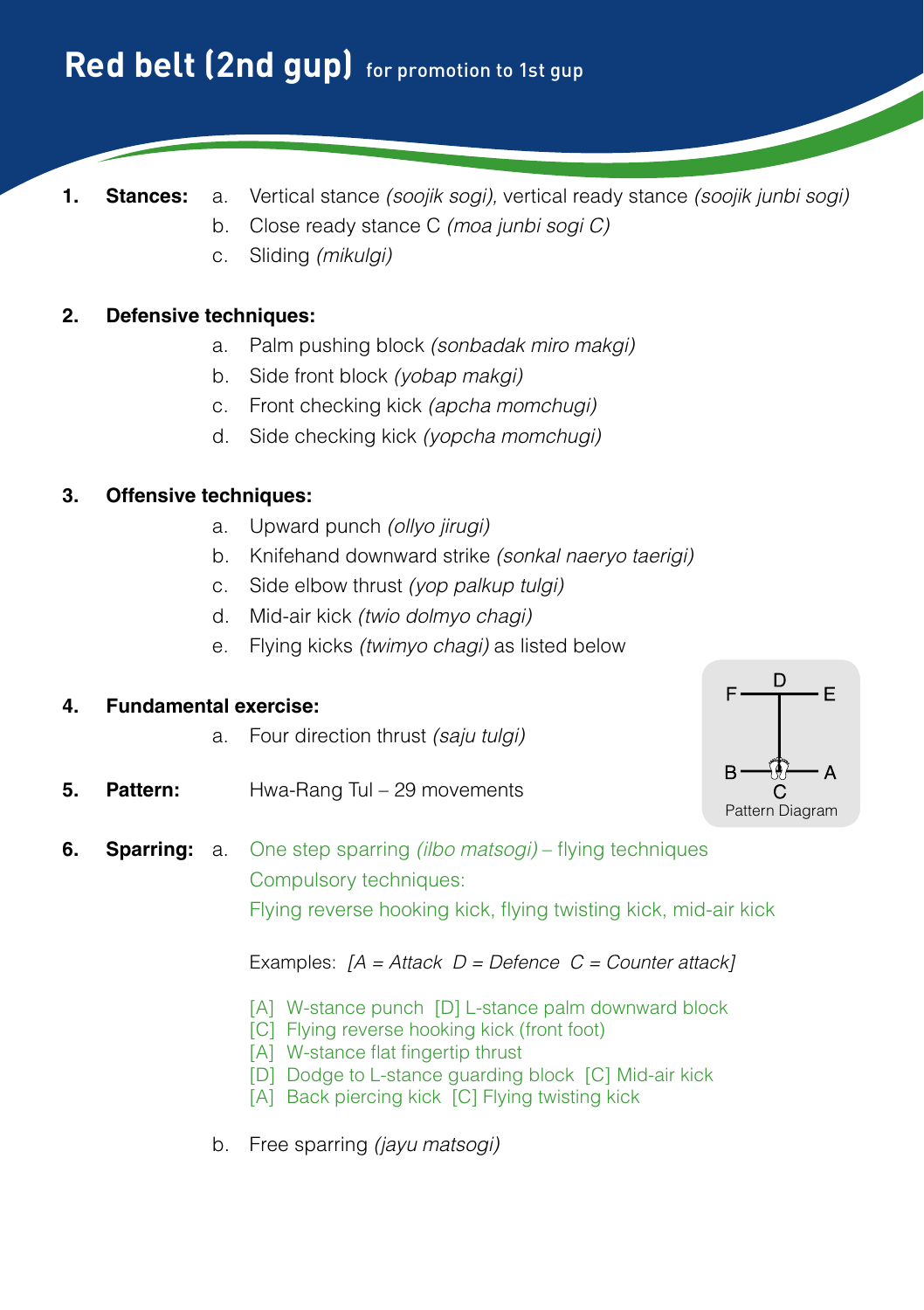# Red belt (2nd gup) for promotion to 1st gup

1. **Stances:**
   a. Vertical stance *(soojik sogi),* vertical ready stance *(soojik junbi sogi)*
   b. Close ready stance C *(moa junbi sogi C)*
   c. Sliding *(mikulgi)*

2. **Defensive techniques:**
   a. Palm pushing block *(sonbadak miro makgi)*
   b. Side front block *(yobap makgi)*
   c. Front checking kick *(apcha momchugi)*
   d. Side checking kick *(yopcha momchugi)*

3. **Offensive techniques:**
   a. Upward punch *(ollyo jirugi)*
   b. Knifehand downward strike *(sonkal naeryo taerigi)*
   c. Side elbow thrust *(yop palkup tulgi)*
   d. Mid-air kick *(twio dolmyo chagi)*
   e. Flying kicks *(twimyo chagi)* as listed below

4. **Fundamental exercise:**
   a. Four direction thrust *(saju tulgi)*

5. **Pattern:** Hwa-Rang Tul – 29 movements

Pattern Diagram (F, D, E, B, A, C)

6. **Sparring:**
   a. One step sparring *(ilbo matsogi)* – flying techniques
   Compulsory techniques:
   Flying reverse hooking kick, flying twisting kick, mid-air kick

   Examples: *[A = Attack D = Defence C = Counter attack]*

   [A] W-stance punch [D] L-stance palm downward block
   [C] Flying reverse hooking kick (front foot)
   [A] W-stance flat fingertip thrust
   [D] Dodge to L-stance guarding block [C] Mid-air kick
   [A] Back piercing kick [C] Flying twisting kick

   b. Free sparring *(jayu matsogi)*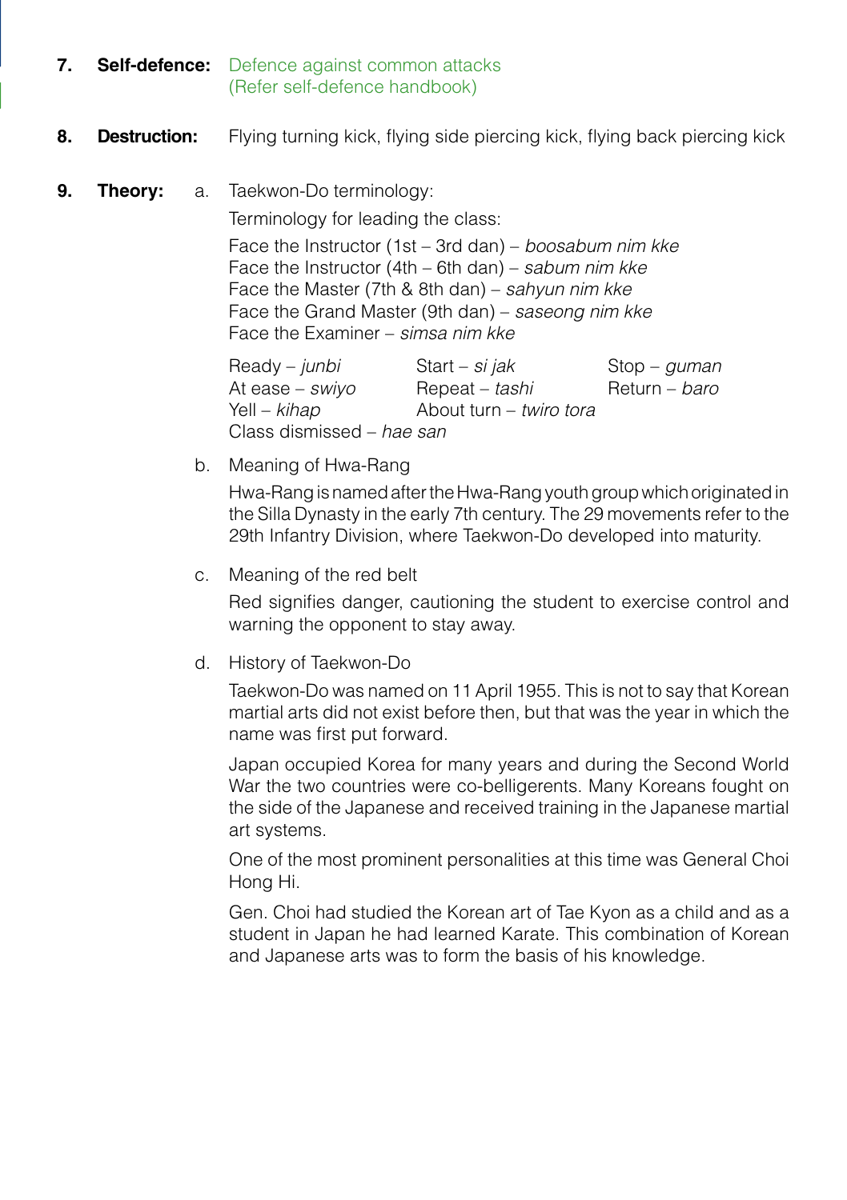**7. Self-defence:** Defence against common attacks
(Refer self-defence handbook)

**8. Destruction:** Flying turning kick, flying side piercing kick, flying back piercing kick

**9. Theory:**

a. Taekwon-Do terminology:

Terminology for leading the class:

Face the Instructor (1st – 3rd dan) – *boosabum nim kke*
Face the Instructor (4th – 6th dan) – *sabum nim kke*
Face the Master (7th & 8th dan) – *sahyun nim kke*
Face the Grand Master (9th dan) – *saseong nim kke*
Face the Examiner – *simsa nim kke*

| | | |
|---|---|---|
| Ready – *junbi* | Start – *si jak* | Stop – *guman* |
| At ease – *swiyo* | Repeat – *tashi* | Return – *baro* |
| Yell – *kihap* | About turn – *twiro tora* | |
| Class dismissed – *hae san* | | |

b. Meaning of Hwa-Rang

Hwa-Rang is named after the Hwa-Rang youth group which originated in the Silla Dynasty in the early 7th century. The 29 movements refer to the 29th Infantry Division, where Taekwon-Do developed into maturity.

c. Meaning of the red belt

Red signifies danger, cautioning the student to exercise control and warning the opponent to stay away.

d. History of Taekwon-Do

Taekwon-Do was named on 11 April 1955. This is not to say that Korean martial arts did not exist before then, but that was the year in which the name was first put forward.

Japan occupied Korea for many years and during the Second World War the two countries were co-belligerents. Many Koreans fought on the side of the Japanese and received training in the Japanese martial art systems.

One of the most prominent personalities at this time was General Choi Hong Hi.

Gen. Choi had studied the Korean art of Tae Kyon as a child and as a student in Japan he had learned Karate. This combination of Korean and Japanese arts was to form the basis of his knowledge.